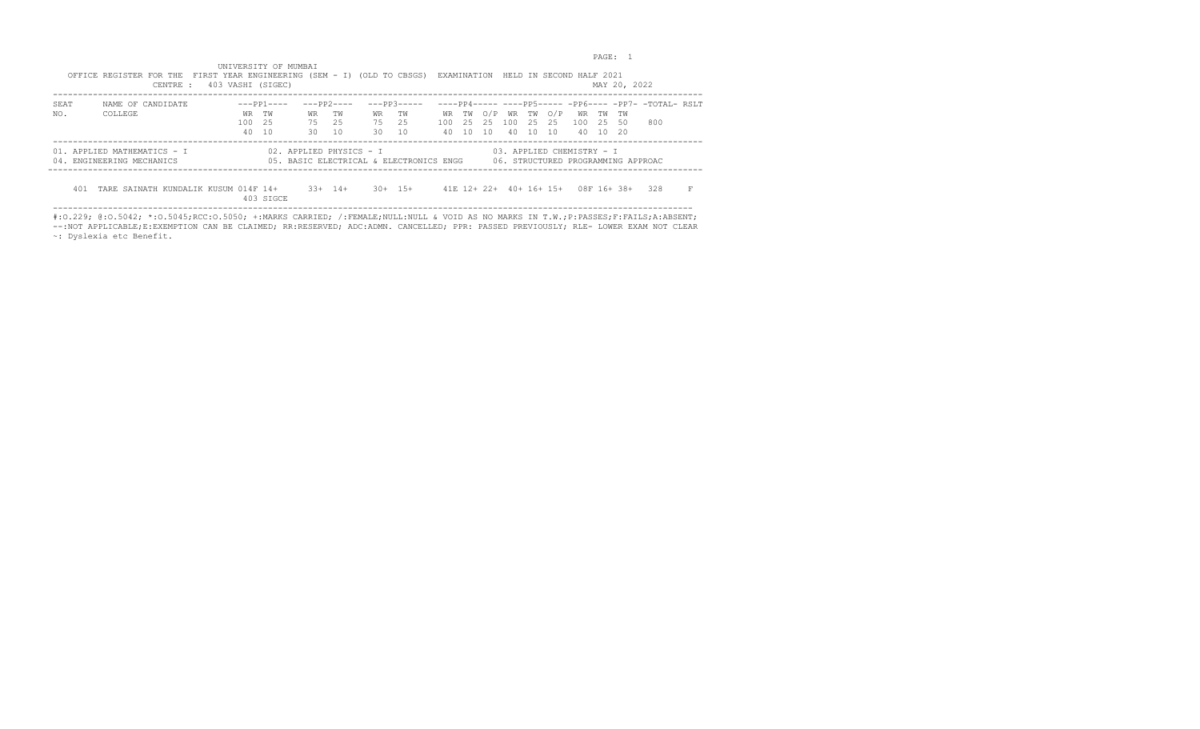UNIVERSITY OF MUMBAI

OFFICE REGISTER FOR THE FIRST YEAR ENGINEERING (SEM - I) (OLD TO CBSGS) EXAMINATION HELD IN SECOND HALF 2021

CENTRE : 403 VASHI (SIGEC)

MAY 20, 2022

| SEAT NO. | NAME OF CANDIDATE / COLLEGE | PP1 WR | PP1 TW | PP2 WR | PP2 TW | PP3 WR | PP3 TW | PP4 WR | PP4 TW | PP4 O/P | PP5 WR | PP5 TW | PP5 O/P | PP6 WR | PP6 TW | PP7 TW | TOTAL | RSLT |
|---|---|---|---|---|---|---|---|---|---|---|---|---|---|---|---|---|---|---|
| | (Max) | 100 | 25 | 75 | 25 | 75 | 25 | 100 | 25 | 25 | 100 | 25 | 25 | 100 | 25 | 50 | 800 | |
| | (Min) | 40 | 10 | 30 | 10 | 30 | 10 | 40 | 10 | 10 | 40 | 10 | 10 | 40 | 10 | 20 | | |
| 401 | TARE SAINATH KUNDALIK KUSUM / 403 SIGCE | 014F | 14+ | 33+ | 14+ | 30+ | 15+ | 41E | 12+ | 22+ | 40+ | 16+ | 15+ | 08F | 16+ | 38+ | 328 | F |

01. APPLIED MATHEMATICS - I
02. APPLIED PHYSICS - I
03. APPLIED CHEMISTRY - I
04. ENGINEERING MECHANICS
05. BASIC ELECTRICAL & ELECTRONICS ENGG
06. STRUCTURED PROGRAMMING APPROAC

#:O.229; @:O.5042; *:O.5045;RCC:O.5050; +:MARKS CARRIED; /:FEMALE;NULL:NULL & VOID AS NO MARKS IN T.W.;P:PASSES;F:FAILS;A:ABSENT;
--:NOT APPLICABLE;E:EXEMPTION CAN BE CLAIMED; RR:RESERVED; ADC:ADMN. CANCELLED; PPR: PASSED PREVIOUSLY; RLE- LOWER EXAM NOT CLEAR
~: Dyslexia etc Benefit.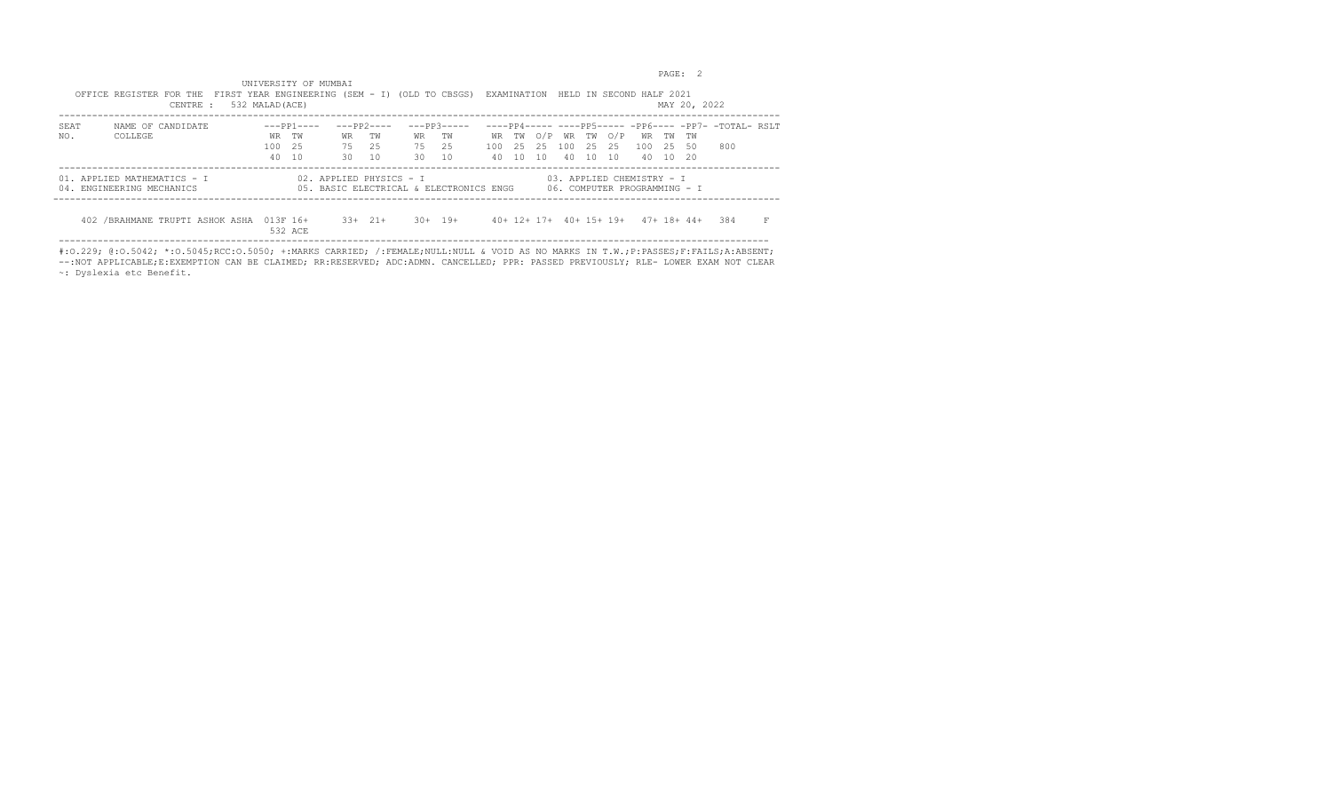UNIVERSITY OF MUMBAI

OFFICE REGISTER FOR THE FIRST YEAR ENGINEERING (SEM - I) (OLD TO CBSGS) EXAMINATION HELD IN SECOND HALF 2021

CENTRE : 532 MALAD(ACE)

MAY 20, 2022

| SEAT NO. | NAME OF CANDIDATE / COLLEGE | ---PP1--- | | ---PP2--- | | ---PP3--- | | ---PP4--- | | | ---PP5--- | | | -PP6- | | -PP7- | -TOTAL- | RSLT |
|---|---|---|---|---|---|---|---|---|---|---|---|---|---|---|---|---|---|---|
| | | WR | TW | WR | TW | WR | TW | WR | TW | O/P | WR | TW | O/P | WR | TW | TW | | |
| | | 100 | 25 | 75 | 25 | 75 | 25 | 100 | 25 | 25 | 100 | 25 | 25 | 100 | 25 | 50 | 800 | |
| | | 40 | 10 | 30 | 10 | 30 | 10 | 40 | 10 | 10 | 40 | 10 | 10 | 40 | 10 | 20 | | |

01\. APPLIED MATHEMATICS - I
02\. APPLIED PHYSICS - I
03\. APPLIED CHEMISTRY - I
04\. ENGINEERING MECHANICS
05\. BASIC ELECTRICAL & ELECTRONICS ENGG
06\. COMPUTER PROGRAMMING - I

| SEAT NO. | NAME OF CANDIDATE / COLLEGE | PP1 WR | PP1 TW | PP2 WR | PP2 TW | PP3 WR | PP3 TW | PP4 WR | PP4 TW | PP4 O/P | PP5 WR | PP5 TW | PP5 O/P | PP6 WR | PP6 TW | PP7 TW | TOTAL | RSLT |
|---|---|---|---|---|---|---|---|---|---|---|---|---|---|---|---|---|---|---|
| 402 | /BRAHMANE TRUPTI ASHOK ASHA / 532 ACE | 013F | 16+ | 33+ | 21+ | 30+ | 19+ | 40+ | 12+ | 17+ | 40+ | 15+ | 19+ | 47+ | 18+ | 44+ | 384 | F |

#:O.229; @:O.5042; *:O.5045;RCC:O.5050; +:MARKS CARRIED; /:FEMALE;NULL:NULL & VOID AS NO MARKS IN T.W.;P:PASSES;F:FAILS;A:ABSENT;
--:NOT APPLICABLE;E:EXEMPTION CAN BE CLAIMED; RR:RESERVED; ADC:ADMN. CANCELLED; PPR: PASSED PREVIOUSLY; RLE- LOWER EXAM NOT CLEAR
~: Dyslexia etc Benefit.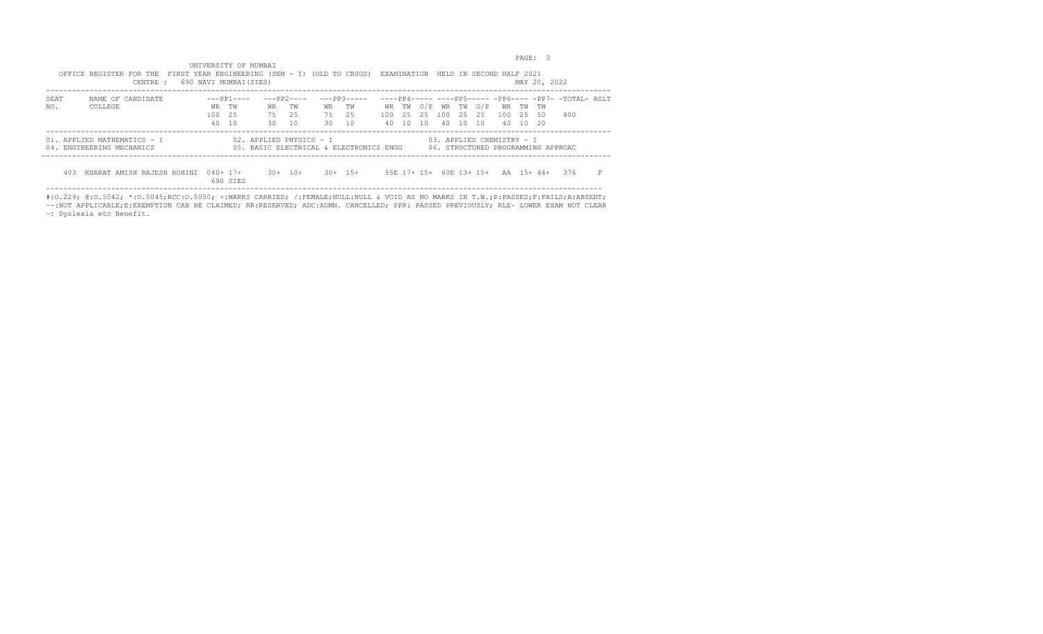UNIVERSITY OF MUMBAI

OFFICE REGISTER FOR THE FIRST YEAR ENGINEERING (SEM - I) (OLD TO CBSGS) EXAMINATION HELD IN SECOND HALF 2021

CENTRE : 690 NAVI MUMBAI(SIES)

MAY 20, 2022

| SEAT NO. | NAME OF CANDIDATE / COLLEGE | ---PP1---- | | ---PP2---- | | ---PP3---- | | ----PP4----- | | | ----PP5----- | | | -PP6---- | | -PP7- | -TOTAL- | RSLT |
|---|---|---|---|---|---|---|---|---|---|---|---|---|---|---|---|---|---|---|
| | | WR | TW | WR | TW | WR | TW | WR | TW | O/P | WR | TW | O/P | WR | TW | TW | | |
| | | 100 | 25 | 75 | 25 | 75 | 25 | 100 | 25 | 25 | 100 | 25 | 25 | 100 | 25 | 50 | 800 | |
| | | 40 | 10 | 30 | 10 | 30 | 10 | 40 | 10 | 10 | 40 | 10 | 10 | 40 | 10 | 20 | | |

01. APPLIED MATHEMATICS - I
02. APPLIED PHYSICS - I
03. APPLIED CHEMISTRY - I
04. ENGINEERING MECHANICS
05. BASIC ELECTRICAL & ELECTRONICS ENGG
06. STRUCTURED PROGRAMMING APPROAC

| SEAT NO. | NAME OF CANDIDATE / COLLEGE | PP1 WR | PP1 TW | PP2 WR | PP2 TW | PP3 WR | PP3 TW | PP4 WR | PP4 TW | PP4 O/P | PP5 WR | PP5 TW | PP5 O/P | PP6 WR | PP6 TW | PP7 TW | TOTAL | RSLT |
|---|---|---|---|---|---|---|---|---|---|---|---|---|---|---|---|---|---|---|
| 403 | KHARAT AMISH RAJESH ROHINI<br>690 SIES | 040+ | 17+ | 30+ | 10+ | 30+ | 15+ | 55E | 17+ | 15+ | 60E | 13+ | 15+ | AA | 15+ | 44+ | 376 | F |

#:O.229; @:O.5042; *:O.5045;RCC:O.5050; +:MARKS CARRIED; /:FEMALE;NULL:NULL & VOID AS NO MARKS IN T.W.;P:PASSES;F:FAILS;A:ABSENT;
--:NOT APPLICABLE;E:EXEMPTION CAN BE CLAIMED; RR:RESERVED; ADC:ADMN. CANCELLED; PPR: PASSED PREVIOUSLY; RLE- LOWER EXAM NOT CLEAR
~: Dyslexia etc Benefit.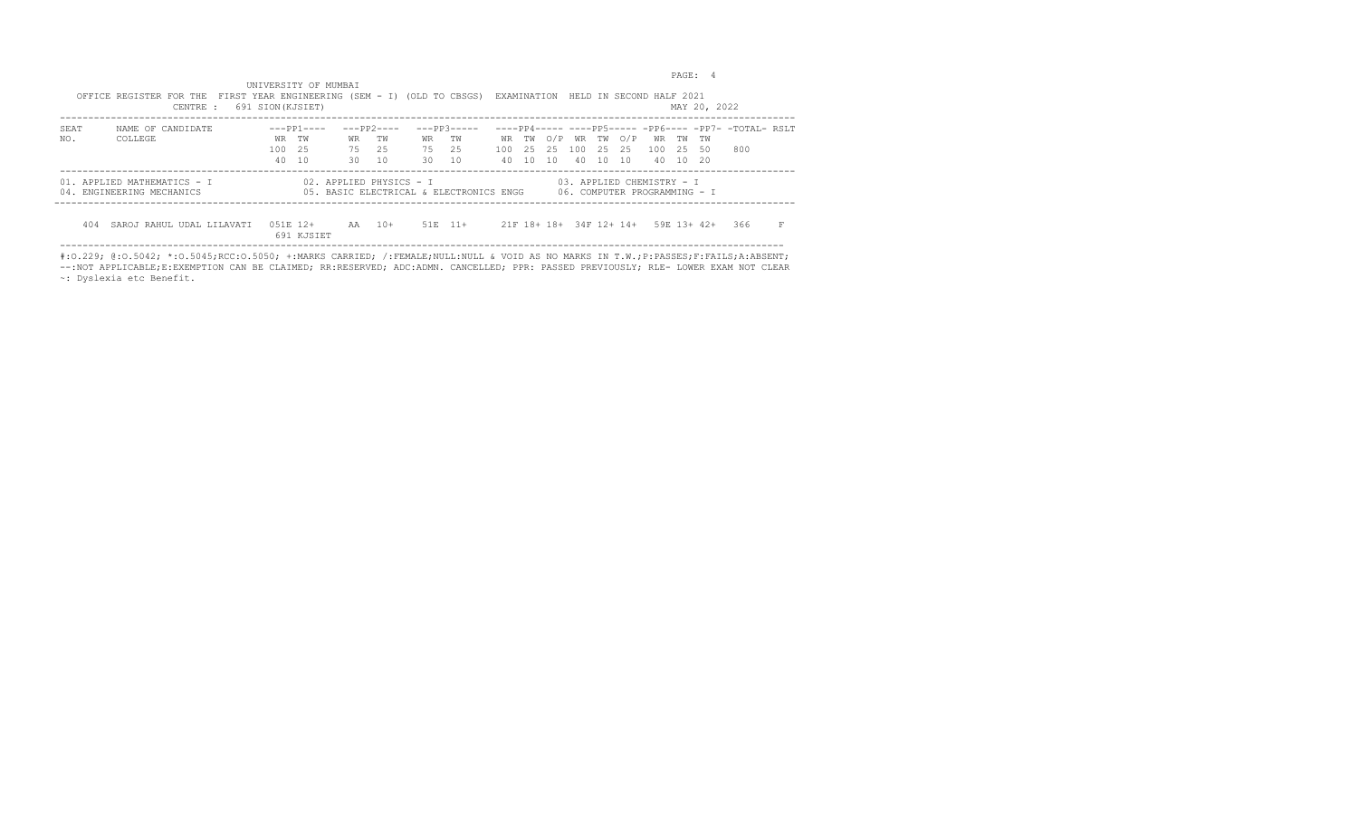UNIVERSITY OF MUMBAI

OFFICE REGISTER FOR THE FIRST YEAR ENGINEERING (SEM - I) (OLD TO CBSGS) EXAMINATION HELD IN SECOND HALF 2021

CENTRE : 691 SION(KJSIET)

MAY 20, 2022

| SEAT NO. | NAME OF CANDIDATE COLLEGE | ---PP1--- | | ---PP2--- | | ---PP3--- | | ----PP4----- | | | ----PP5----- | | | -PP6---- | | -PP7- | -TOTAL- | RSLT |
|---|---|---|---|---|---|---|---|---|---|---|---|---|---|---|---|---|---|---|
| | | WR | TW | WR | TW | WR | TW | WR | TW | O/P | WR | TW | O/P | WR | TW | TW | | |
| | | 100 | 25 | 75 | 25 | 75 | 25 | 100 | 25 | 25 | 100 | 25 | 25 | 100 | 25 | 50 | 800 | |
| | | 40 | 10 | 30 | 10 | 30 | 10 | 40 | 10 | 10 | 40 | 10 | 10 | 40 | 10 | 20 | | |

01. APPLIED MATHEMATICS - I
02. APPLIED PHYSICS - I
03. APPLIED CHEMISTRY - I
04. ENGINEERING MECHANICS
05. BASIC ELECTRICAL & ELECTRONICS ENGG
06. COMPUTER PROGRAMMING - I

| SEAT NO. | NAME OF CANDIDATE COLLEGE | PP1 WR | PP1 TW | PP2 WR | PP2 TW | PP3 WR | PP3 TW | PP4 WR | PP4 TW | PP4 O/P | PP5 WR | PP5 TW | PP5 O/P | PP6 WR | PP6 TW | PP7 TW | TOTAL | RSLT |
|---|---|---|---|---|---|---|---|---|---|---|---|---|---|---|---|---|---|---|
| 404 | SAROJ RAHUL UDAL LILAVATI 691 KJSIET | 051E | 12+ | AA | 10+ | 51E | 11+ | 21F | 18+ | 18+ | 34F | 12+ | 14+ | 59E | 13+ | 42+ | 366 | F |

#:O.229; @:O.5042; *:O.5045;RCC:O.5050; +:MARKS CARRIED; /:FEMALE;NULL:NULL & VOID AS NO MARKS IN T.W.;P:PASSES;F:FAILS;A:ABSENT;
--:NOT APPLICABLE;E:EXEMPTION CAN BE CLAIMED; RR:RESERVED; ADC:ADMN. CANCELLED; PPR: PASSED PREVIOUSLY; RLE- LOWER EXAM NOT CLEAR
~: Dyslexia etc Benefit.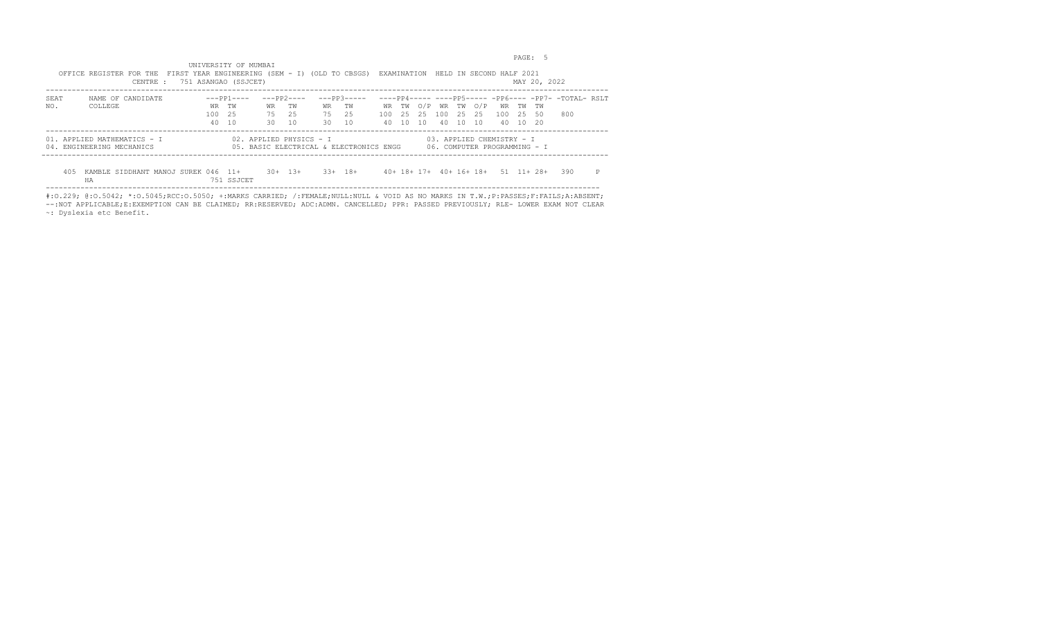UNIVERSITY OF MUMBAI

OFFICE REGISTER FOR THE FIRST YEAR ENGINEERING (SEM - I) (OLD TO CBSGS) EXAMINATION HELD IN SECOND HALF 2021

CENTRE : 751 ASANGAO (SSJCET)

MAY 20, 2022

| SEAT NO. | NAME OF CANDIDATE / COLLEGE | ---PP1--- WR | TW | ---PP2--- WR | TW | ---PP3--- WR | TW | ----PP4---- WR | TW | O/P | ----PP5---- WR | TW | O/P | -PP6--- WR | TW | -PP7- TW | -TOTAL- | RSLT |
|---|---|---|---|---|---|---|---|---|---|---|---|---|---|---|---|---|---|---|
| | | 100 | 25 | 75 | 25 | 75 | 25 | 100 | 25 | 25 | 100 | 25 | 25 | 100 | 25 | 50 | 800 | |
| | | 40 | 10 | 30 | 10 | 30 | 10 | 40 | 10 | 10 | 40 | 10 | 10 | 40 | 10 | 20 | | |
| 405 | KAMBLE SIDDHANT MANOJ SUREKHA / 751 SSJCET | 046 | 11+ | 30+ | 13+ | 33+ | 18+ | 40+ | 18+ | 17+ | 40+ | 16+ | 18+ | 51 | 11+ | 28+ | 390 | P |

01. APPLIED MATHEMATICS - I
02. APPLIED PHYSICS - I
03. APPLIED CHEMISTRY - I
04. ENGINEERING MECHANICS
05. BASIC ELECTRICAL & ELECTRONICS ENGG
06. COMPUTER PROGRAMMING - I

#:O.229; @:O.5042; *:O.5045;RCC:O.5050; +:MARKS CARRIED; /:FEMALE;NULL:NULL & VOID AS NO MARKS IN T.W.;P:PASSES;F:FAILS;A:ABSENT;
--:NOT APPLICABLE;E:EXEMPTION CAN BE CLAIMED; RR:RESERVED; ADC:ADMN. CANCELLED; PPR: PASSED PREVIOUSLY; RLE- LOWER EXAM NOT CLEAR
~: Dyslexia etc Benefit.